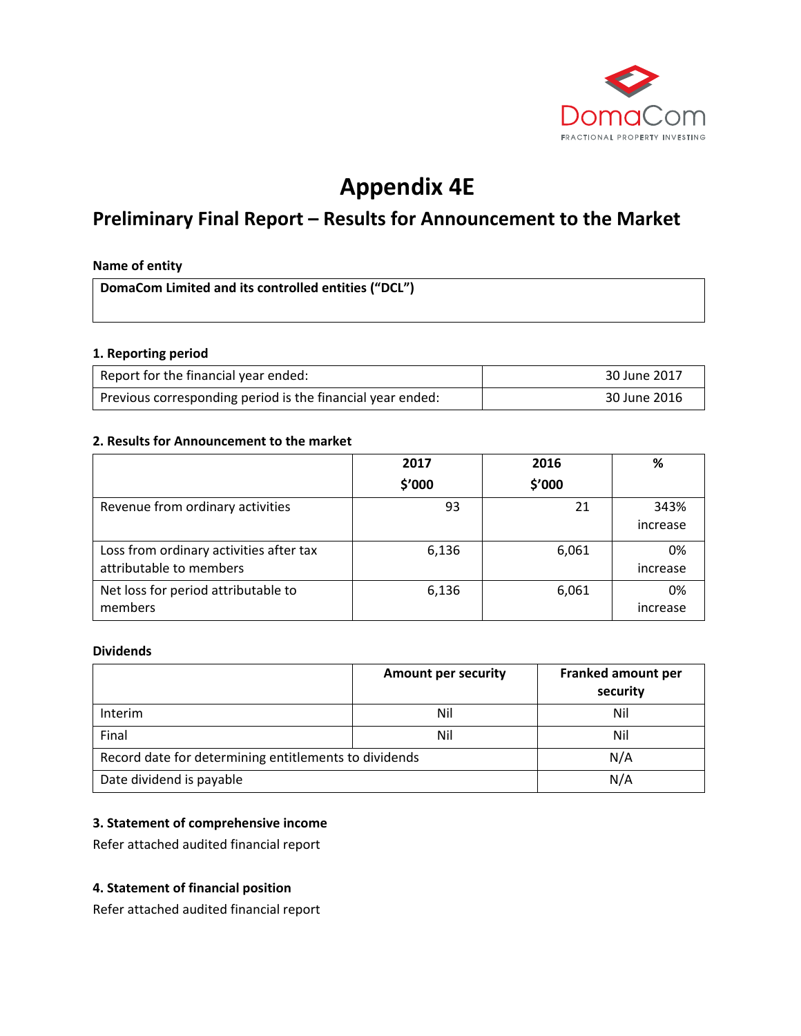# Appendix 4E

## Preliminary Final Report – Results for Announcement to the Market

**Name of entity**

| **DomaCom Limited and its controlled entities ("DCL")** |
|---|

### 1. Reporting period

| | |
|---|---|
| Report for the financial year ended: | 30 June 2017 |
| Previous corresponding period is the financial year ended: | 30 June 2016 |

### 2. Results for Announcement to the market

| | 2017 $'000 | 2016 $'000 | % |
|---|---|---|---|
| Revenue from ordinary activities | 93 | 21 | 343% increase |
| Loss from ordinary activities after tax attributable to members | 6,136 | 6,061 | 0% increase |
| Net loss for period attributable to members | 6,136 | 6,061 | 0% increase |

**Dividends**

| | Amount per security | Franked amount per security |
|---|---|---|
| Interim | Nil | Nil |
| Final | Nil | Nil |
| Record date for determining entitlements to dividends | | N/A |
| Date dividend is payable | | N/A |

### 3. Statement of comprehensive income

Refer attached audited financial report

### 4. Statement of financial position

Refer attached audited financial report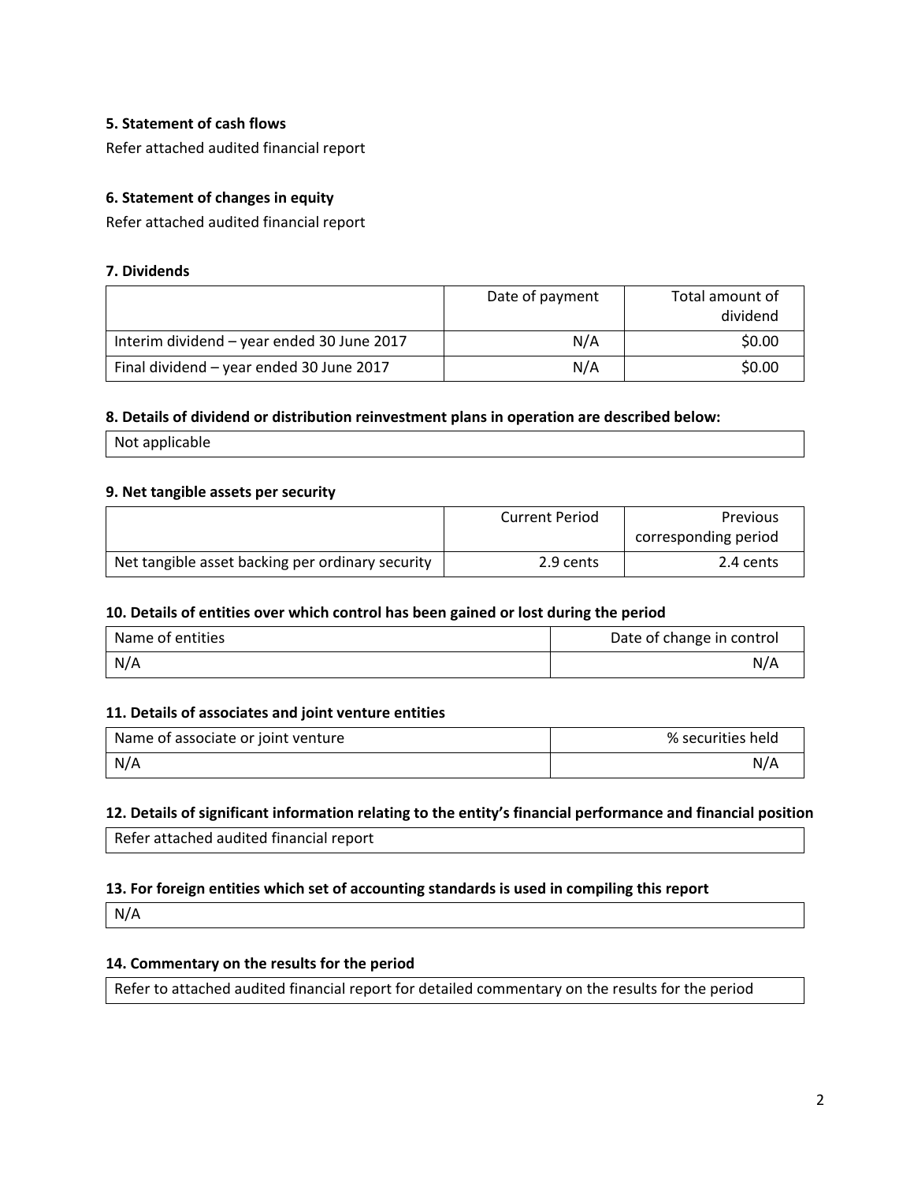### 5. Statement of cash flows

Refer attached audited financial report

### 6. Statement of changes in equity

Refer attached audited financial report

### 7. Dividends

| | Date of payment | Total amount of dividend |
|---|---|---|
| Interim dividend – year ended 30 June 2017 | N/A | $0.00 |
| Final dividend – year ended 30 June 2017 | N/A | $0.00 |

### 8. Details of dividend or distribution reinvestment plans in operation are described below:

Not applicable

### 9. Net tangible assets per security

| | Current Period | Previous corresponding period |
|---|---|---|
| Net tangible asset backing per ordinary security | 2.9 cents | 2.4 cents |

### 10. Details of entities over which control has been gained or lost during the period

| Name of entities | Date of change in control |
|---|---|
| N/A | N/A |

### 11. Details of associates and joint venture entities

| Name of associate or joint venture | % securities held |
|---|---|
| N/A | N/A |

### 12. Details of significant information relating to the entity's financial performance and financial position

Refer attached audited financial report

### 13. For foreign entities which set of accounting standards is used in compiling this report

N/A

### 14. Commentary on the results for the period

Refer to attached audited financial report for detailed commentary on the results for the period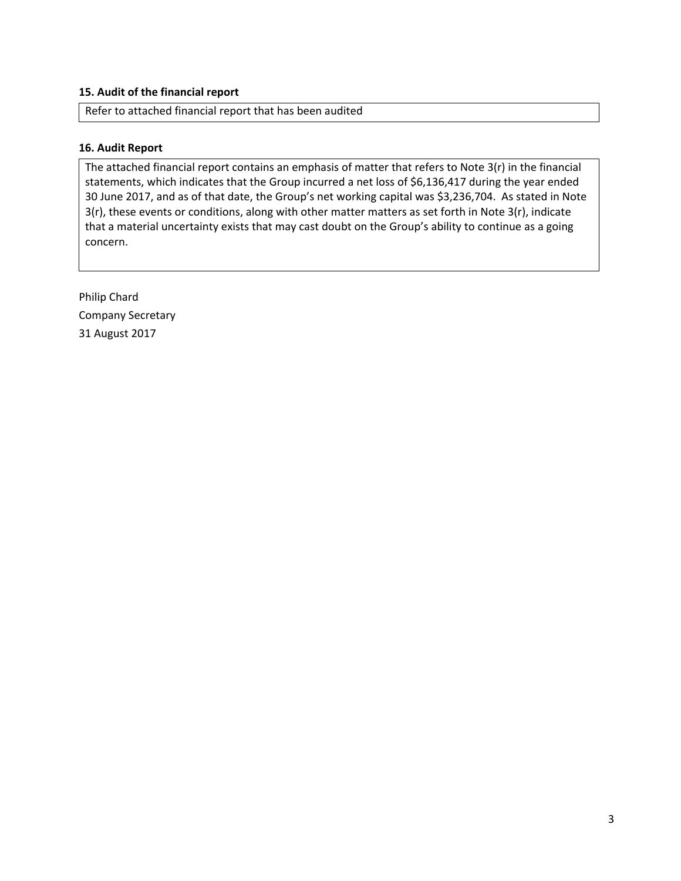**15. Audit of the financial report**

Refer to attached financial report that has been audited

**16. Audit Report**

The attached financial report contains an emphasis of matter that refers to Note 3(r) in the financial statements, which indicates that the Group incurred a net loss of $6,136,417 during the year ended 30 June 2017, and as of that date, the Group's net working capital was $3,236,704. As stated in Note 3(r), these events or conditions, along with other matter matters as set forth in Note 3(r), indicate that a material uncertainty exists that may cast doubt on the Group's ability to continue as a going concern.

Philip Chard

Company Secretary

31 August 2017